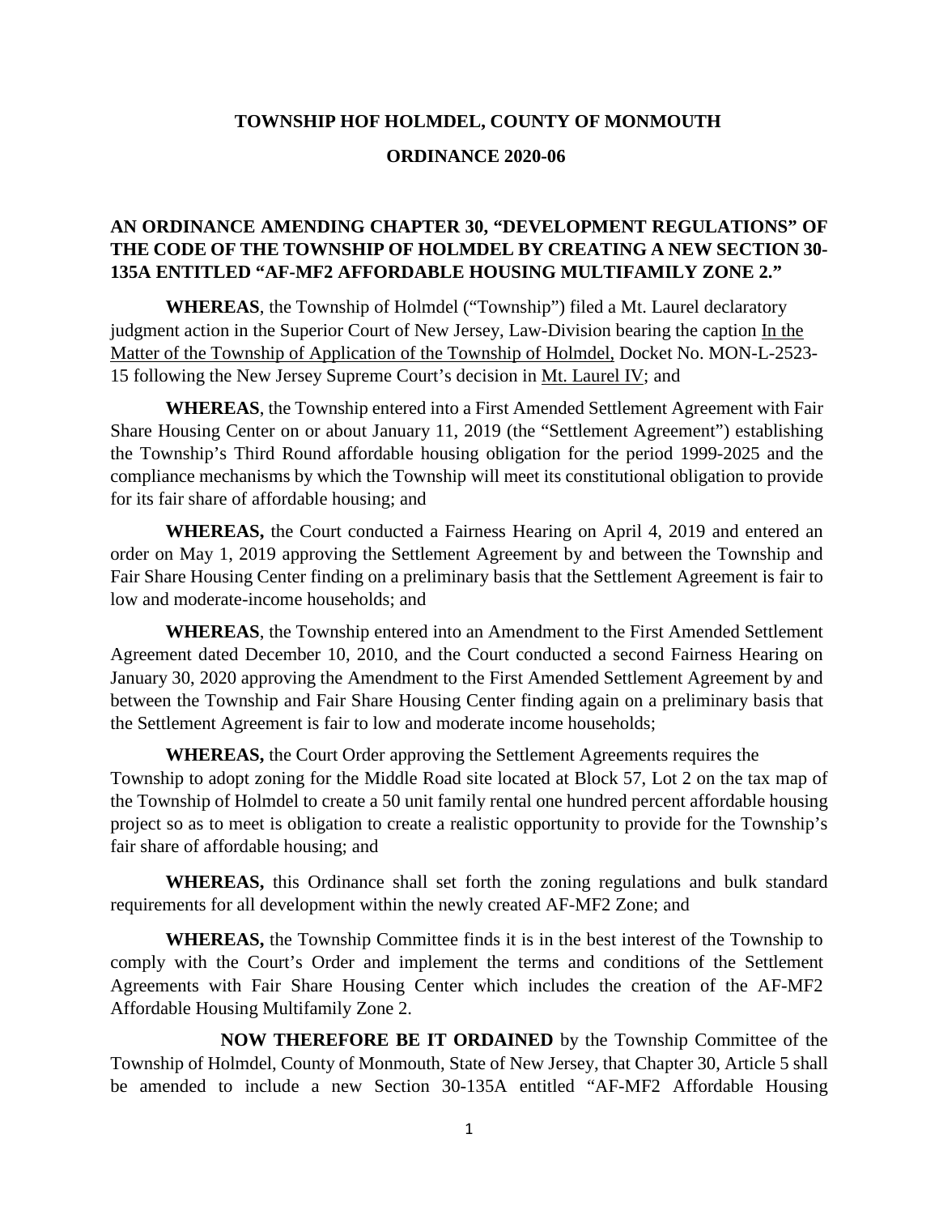**TOWNSHIP HOF HOLMDEL, COUNTY OF MONMOUTH**

**ORDINANCE 2020-06**

**AN ORDINANCE AMENDING CHAPTER 30, "DEVELOPMENT REGULATIONS" OF THE CODE OF THE TOWNSHIP OF HOLMDEL BY CREATING A NEW SECTION 30-135A ENTITLED "AF-MF2 AFFORDABLE HOUSING MULTIFAMILY ZONE 2."**

**WHEREAS**, the Township of Holmdel ("Township") filed a Mt. Laurel declaratory judgment action in the Superior Court of New Jersey, Law-Division bearing the caption In the Matter of the Township of Application of the Township of Holmdel, Docket No. MON-L-2523-15 following the New Jersey Supreme Court's decision in Mt. Laurel IV; and

**WHEREAS**, the Township entered into a First Amended Settlement Agreement with Fair Share Housing Center on or about January 11, 2019 (the "Settlement Agreement") establishing the Township's Third Round affordable housing obligation for the period 1999-2025 and the compliance mechanisms by which the Township will meet its constitutional obligation to provide for its fair share of affordable housing; and

**WHEREAS,** the Court conducted a Fairness Hearing on April 4, 2019 and entered an order on May 1, 2019 approving the Settlement Agreement by and between the Township and Fair Share Housing Center finding on a preliminary basis that the Settlement Agreement is fair to low and moderate-income households; and

**WHEREAS**, the Township entered into an Amendment to the First Amended Settlement Agreement dated December 10, 2010, and the Court conducted a second Fairness Hearing on January 30, 2020 approving the Amendment to the First Amended Settlement Agreement by and between the Township and Fair Share Housing Center finding again on a preliminary basis that the Settlement Agreement is fair to low and moderate income households;

**WHEREAS,** the Court Order approving the Settlement Agreements requires the Township to adopt zoning for the Middle Road site located at Block 57, Lot 2 on the tax map of the Township of Holmdel to create a 50 unit family rental one hundred percent affordable housing project so as to meet is obligation to create a realistic opportunity to provide for the Township's fair share of affordable housing; and

**WHEREAS,** this Ordinance shall set forth the zoning regulations and bulk standard requirements for all development within the newly created AF-MF2 Zone; and

**WHEREAS,** the Township Committee finds it is in the best interest of the Township to comply with the Court's Order and implement the terms and conditions of the Settlement Agreements with Fair Share Housing Center which includes the creation of the AF-MF2 Affordable Housing Multifamily Zone 2.

**NOW THEREFORE BE IT ORDAINED** by the Township Committee of the Township of Holmdel, County of Monmouth, State of New Jersey, that Chapter 30, Article 5 shall be amended to include a new Section 30-135A entitled "AF-MF2 Affordable Housing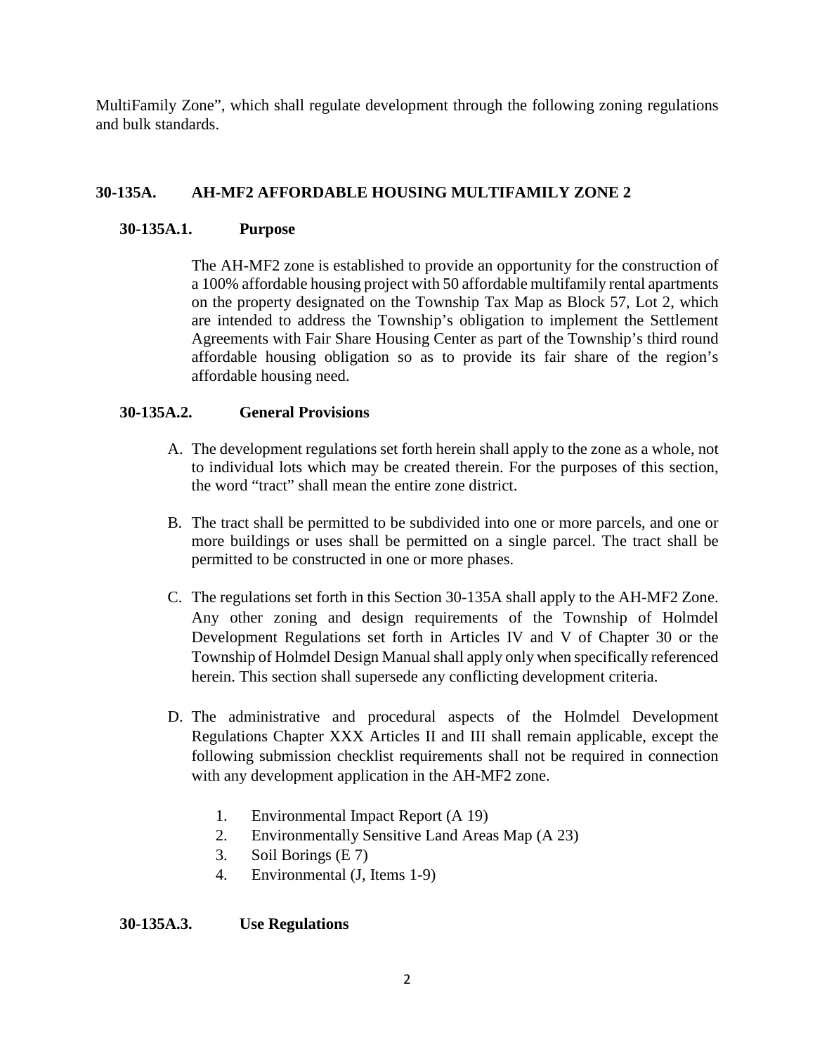MultiFamily Zone", which shall regulate development through the following zoning regulations and bulk standards.

## 30-135A. AH-MF2 AFFORDABLE HOUSING MULTIFAMILY ZONE 2

### 30-135A.1. Purpose

The AH-MF2 zone is established to provide an opportunity for the construction of a 100% affordable housing project with 50 affordable multifamily rental apartments on the property designated on the Township Tax Map as Block 57, Lot 2, which are intended to address the Township's obligation to implement the Settlement Agreements with Fair Share Housing Center as part of the Township's third round affordable housing obligation so as to provide its fair share of the region's affordable housing need.

### 30-135A.2. General Provisions

A. The development regulations set forth herein shall apply to the zone as a whole, not to individual lots which may be created therein. For the purposes of this section, the word "tract" shall mean the entire zone district.

B. The tract shall be permitted to be subdivided into one or more parcels, and one or more buildings or uses shall be permitted on a single parcel. The tract shall be permitted to be constructed in one or more phases.

C. The regulations set forth in this Section 30-135A shall apply to the AH-MF2 Zone. Any other zoning and design requirements of the Township of Holmdel Development Regulations set forth in Articles IV and V of Chapter 30 or the Township of Holmdel Design Manual shall apply only when specifically referenced herein. This section shall supersede any conflicting development criteria.

D. The administrative and procedural aspects of the Holmdel Development Regulations Chapter XXX Articles II and III shall remain applicable, except the following submission checklist requirements shall not be required in connection with any development application in the AH-MF2 zone.

   1. Environmental Impact Report (A 19)
   2. Environmentally Sensitive Land Areas Map (A 23)
   3. Soil Borings (E 7)
   4. Environmental (J, Items 1-9)

### 30-135A.3. Use Regulations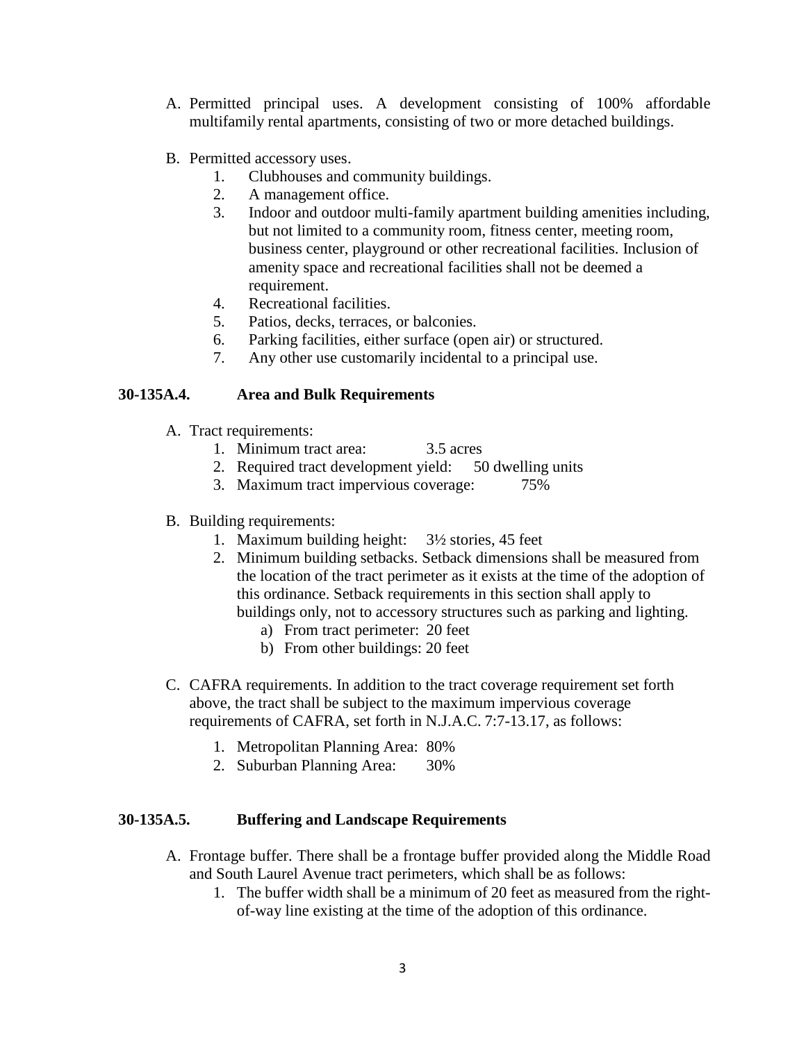A. Permitted principal uses. A development consisting of 100% affordable multifamily rental apartments, consisting of two or more detached buildings.

B. Permitted accessory uses.
   1. Clubhouses and community buildings.
   2. A management office.
   3. Indoor and outdoor multi-family apartment building amenities including, but not limited to a community room, fitness center, meeting room, business center, playground or other recreational facilities. Inclusion of amenity space and recreational facilities shall not be deemed a requirement.
   4. Recreational facilities.
   5. Patios, decks, terraces, or balconies.
   6. Parking facilities, either surface (open air) or structured.
   7. Any other use customarily incidental to a principal use.

### 30-135A.4. Area and Bulk Requirements

A. Tract requirements:
   1. Minimum tract area: 3.5 acres
   2. Required tract development yield: 50 dwelling units
   3. Maximum tract impervious coverage: 75%

B. Building requirements:
   1. Maximum building height: 3½ stories, 45 feet
   2. Minimum building setbacks. Setback dimensions shall be measured from the location of the tract perimeter as it exists at the time of the adoption of this ordinance. Setback requirements in this section shall apply to buildings only, not to accessory structures such as parking and lighting.
      a) From tract perimeter: 20 feet
      b) From other buildings: 20 feet

C. CAFRA requirements. In addition to the tract coverage requirement set forth above, the tract shall be subject to the maximum impervious coverage requirements of CAFRA, set forth in N.J.A.C. 7:7-13.17, as follows:
   1. Metropolitan Planning Area: 80%
   2. Suburban Planning Area: 30%

### 30-135A.5. Buffering and Landscape Requirements

A. Frontage buffer. There shall be a frontage buffer provided along the Middle Road and South Laurel Avenue tract perimeters, which shall be as follows:
   1. The buffer width shall be a minimum of 20 feet as measured from the right-of-way line existing at the time of the adoption of this ordinance.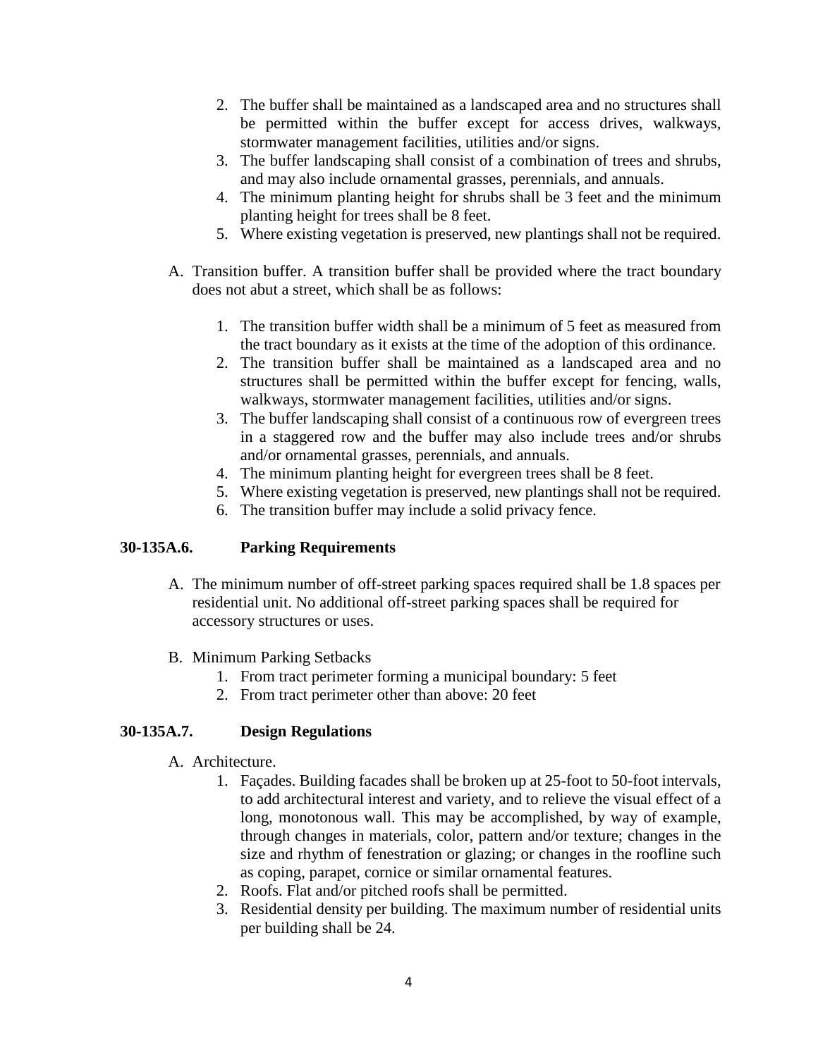2. The buffer shall be maintained as a landscaped area and no structures shall be permitted within the buffer except for access drives, walkways, stormwater management facilities, utilities and/or signs.
3. The buffer landscaping shall consist of a combination of trees and shrubs, and may also include ornamental grasses, perennials, and annuals.
4. The minimum planting height for shrubs shall be 3 feet and the minimum planting height for trees shall be 8 feet.
5. Where existing vegetation is preserved, new plantings shall not be required.

A. Transition buffer. A transition buffer shall be provided where the tract boundary does not abut a street, which shall be as follows:

   1. The transition buffer width shall be a minimum of 5 feet as measured from the tract boundary as it exists at the time of the adoption of this ordinance.
   2. The transition buffer shall be maintained as a landscaped area and no structures shall be permitted within the buffer except for fencing, walls, walkways, stormwater management facilities, utilities and/or signs.
   3. The buffer landscaping shall consist of a continuous row of evergreen trees in a staggered row and the buffer may also include trees and/or shrubs and/or ornamental grasses, perennials, and annuals.
   4. The minimum planting height for evergreen trees shall be 8 feet.
   5. Where existing vegetation is preserved, new plantings shall not be required.
   6. The transition buffer may include a solid privacy fence.

**30-135A.6. Parking Requirements**

A. The minimum number of off-street parking spaces required shall be 1.8 spaces per residential unit. No additional off-street parking spaces shall be required for accessory structures or uses.

B. Minimum Parking Setbacks
   1. From tract perimeter forming a municipal boundary: 5 feet
   2. From tract perimeter other than above: 20 feet

**30-135A.7. Design Regulations**

A. Architecture.
   1. Façades. Building facades shall be broken up at 25-foot to 50-foot intervals, to add architectural interest and variety, and to relieve the visual effect of a long, monotonous wall. This may be accomplished, by way of example, through changes in materials, color, pattern and/or texture; changes in the size and rhythm of fenestration or glazing; or changes in the roofline such as coping, parapet, cornice or similar ornamental features.
   2. Roofs. Flat and/or pitched roofs shall be permitted.
   3. Residential density per building. The maximum number of residential units per building shall be 24.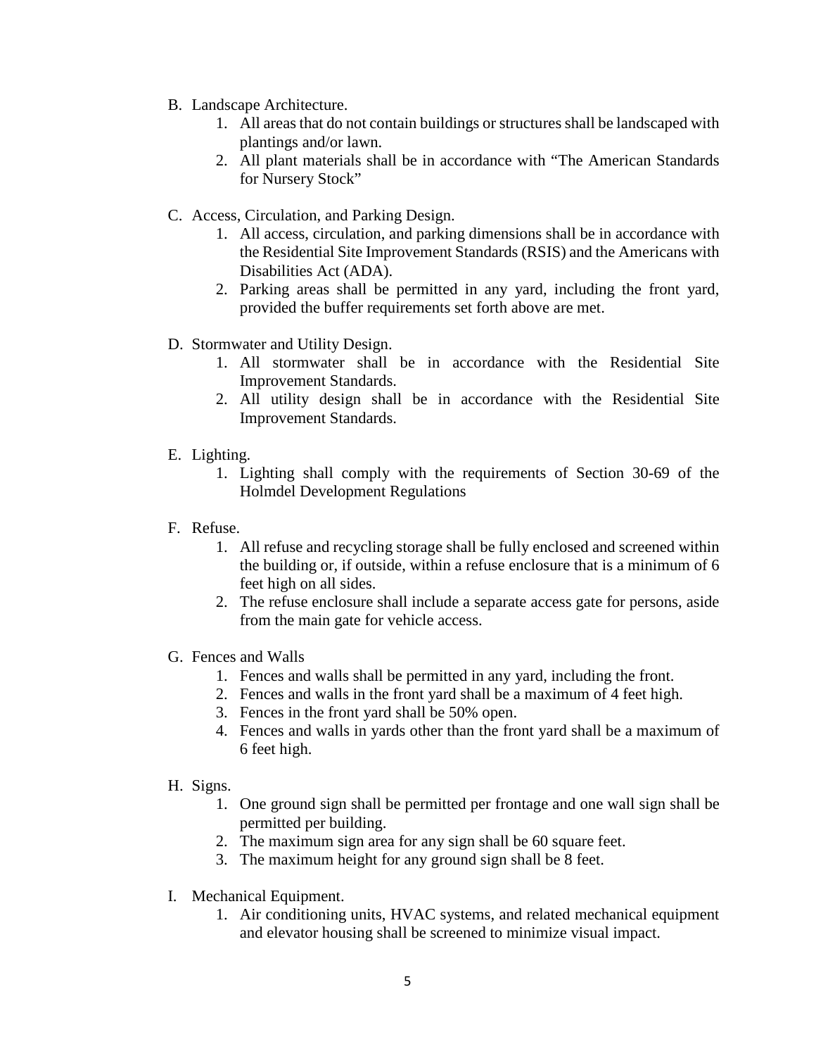B. Landscape Architecture.
   1. All areas that do not contain buildings or structures shall be landscaped with plantings and/or lawn.
   2. All plant materials shall be in accordance with "The American Standards for Nursery Stock"

C. Access, Circulation, and Parking Design.
   1. All access, circulation, and parking dimensions shall be in accordance with the Residential Site Improvement Standards (RSIS) and the Americans with Disabilities Act (ADA).
   2. Parking areas shall be permitted in any yard, including the front yard, provided the buffer requirements set forth above are met.

D. Stormwater and Utility Design.
   1. All stormwater shall be in accordance with the Residential Site Improvement Standards.
   2. All utility design shall be in accordance with the Residential Site Improvement Standards.

E. Lighting.
   1. Lighting shall comply with the requirements of Section 30-69 of the Holmdel Development Regulations

F. Refuse.
   1. All refuse and recycling storage shall be fully enclosed and screened within the building or, if outside, within a refuse enclosure that is a minimum of 6 feet high on all sides.
   2. The refuse enclosure shall include a separate access gate for persons, aside from the main gate for vehicle access.

G. Fences and Walls
   1. Fences and walls shall be permitted in any yard, including the front.
   2. Fences and walls in the front yard shall be a maximum of 4 feet high.
   3. Fences in the front yard shall be 50% open.
   4. Fences and walls in yards other than the front yard shall be a maximum of 6 feet high.

H. Signs.
   1. One ground sign shall be permitted per frontage and one wall sign shall be permitted per building.
   2. The maximum sign area for any sign shall be 60 square feet.
   3. The maximum height for any ground sign shall be 8 feet.

I. Mechanical Equipment.
   1. Air conditioning units, HVAC systems, and related mechanical equipment and elevator housing shall be screened to minimize visual impact.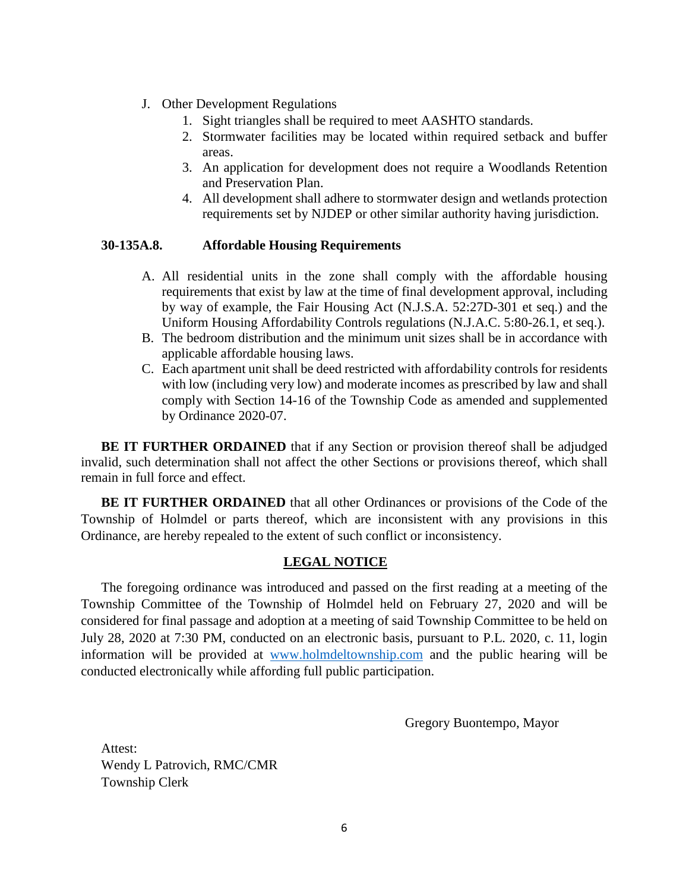J. Other Development Regulations
    1. Sight triangles shall be required to meet AASHTO standards.
    2. Stormwater facilities may be located within required setback and buffer areas.
    3. An application for development does not require a Woodlands Retention and Preservation Plan.
    4. All development shall adhere to stormwater design and wetlands protection requirements set by NJDEP or other similar authority having jurisdiction.

**30-135A.8. Affordable Housing Requirements**

A. All residential units in the zone shall comply with the affordable housing requirements that exist by law at the time of final development approval, including by way of example, the Fair Housing Act (N.J.S.A. 52:27D-301 et seq.) and the Uniform Housing Affordability Controls regulations (N.J.A.C. 5:80-26.1, et seq.).
B. The bedroom distribution and the minimum unit sizes shall be in accordance with applicable affordable housing laws.
C. Each apartment unit shall be deed restricted with affordability controls for residents with low (including very low) and moderate incomes as prescribed by law and shall comply with Section 14-16 of the Township Code as amended and supplemented by Ordinance 2020-07.

**BE IT FURTHER ORDAINED** that if any Section or provision thereof shall be adjudged invalid, such determination shall not affect the other Sections or provisions thereof, which shall remain in full force and effect.

**BE IT FURTHER ORDAINED** that all other Ordinances or provisions of the Code of the Township of Holmdel or parts thereof, which are inconsistent with any provisions in this Ordinance, are hereby repealed to the extent of such conflict or inconsistency.

**LEGAL NOTICE**

The foregoing ordinance was introduced and passed on the first reading at a meeting of the Township Committee of the Township of Holmdel held on February 27, 2020 and will be considered for final passage and adoption at a meeting of said Township Committee to be held on July 28, 2020 at 7:30 PM, conducted on an electronic basis, pursuant to P.L. 2020, c. 11, login information will be provided at [www.holmdeltownship.com](http://www.holmdeltownship.com) and the public hearing will be conducted electronically while affording full public participation.

Gregory Buontempo, Mayor

Attest:
Wendy L Patrovich, RMC/CMR
Township Clerk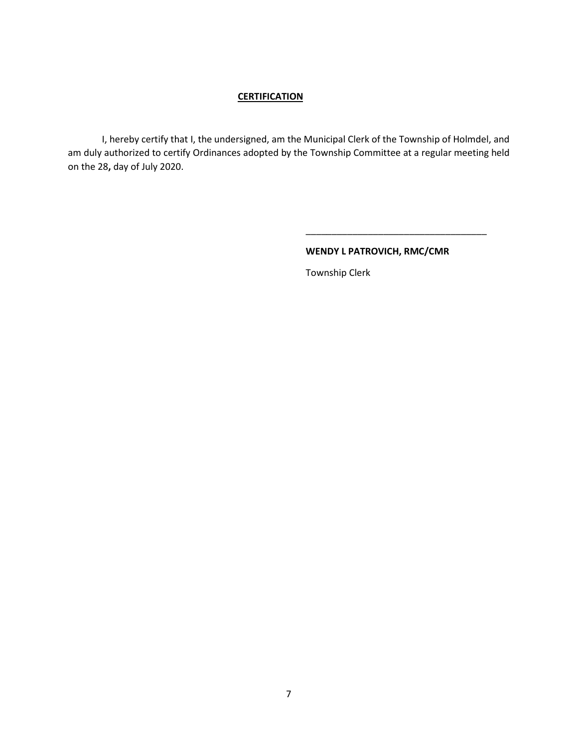**<u>CERTIFICATION</u>**

I, hereby certify that I, the undersigned, am the Municipal Clerk of the Township of Holmdel, and am duly authorized to certify Ordinances adopted by the Township Committee at a regular meeting held on the 28**,** day of July 2020.

\_\_\_\_\_\_\_\_\_\_\_\_\_\_\_\_\_\_\_\_\_\_\_\_\_\_\_\_\_\_\_\_\_\_\_\_

**WENDY L PATROVICH, RMC/CMR**

Township Clerk